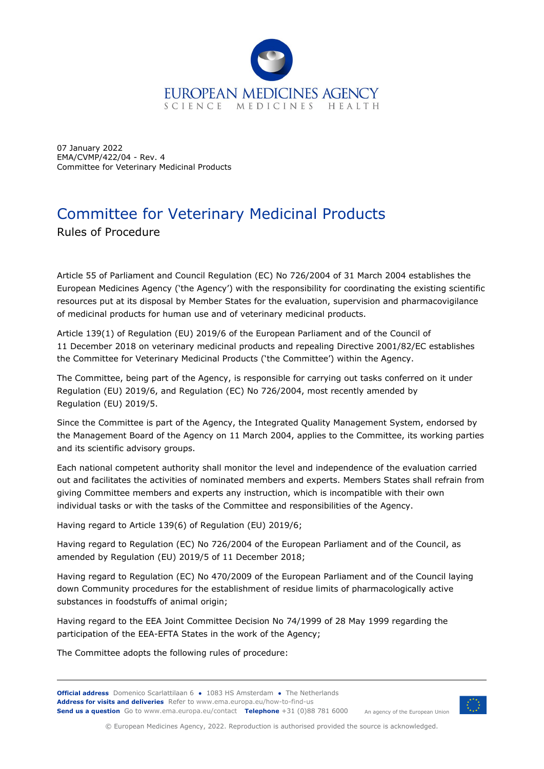07 January 2022
EMA/CVMP/422/04 - Rev. 4
Committee for Veterinary Medicinal Products

# Committee for Veterinary Medicinal Products

## Rules of Procedure

Article 55 of Parliament and Council Regulation (EC) No 726/2004 of 31 March 2004 establishes the European Medicines Agency ('the Agency') with the responsibility for coordinating the existing scientific resources put at its disposal by Member States for the evaluation, supervision and pharmacovigilance of medicinal products for human use and of veterinary medicinal products.

Article 139(1) of Regulation (EU) 2019/6 of the European Parliament and of the Council of 11 December 2018 on veterinary medicinal products and repealing Directive 2001/82/EC establishes the Committee for Veterinary Medicinal Products ('the Committee') within the Agency.

The Committee, being part of the Agency, is responsible for carrying out tasks conferred on it under Regulation (EU) 2019/6, and Regulation (EC) No 726/2004, most recently amended by Regulation (EU) 2019/5.

Since the Committee is part of the Agency, the Integrated Quality Management System, endorsed by the Management Board of the Agency on 11 March 2004, applies to the Committee, its working parties and its scientific advisory groups.

Each national competent authority shall monitor the level and independence of the evaluation carried out and facilitates the activities of nominated members and experts. Members States shall refrain from giving Committee members and experts any instruction, which is incompatible with their own individual tasks or with the tasks of the Committee and responsibilities of the Agency.

Having regard to Article 139(6) of Regulation (EU) 2019/6;

Having regard to Regulation (EC) No 726/2004 of the European Parliament and of the Council, as amended by Regulation (EU) 2019/5 of 11 December 2018;

Having regard to Regulation (EC) No 470/2009 of the European Parliament and of the Council laying down Community procedures for the establishment of residue limits of pharmacologically active substances in foodstuffs of animal origin;

Having regard to the EEA Joint Committee Decision No 74/1999 of 28 May 1999 regarding the participation of the EEA-EFTA States in the work of the Agency;

The Committee adopts the following rules of procedure: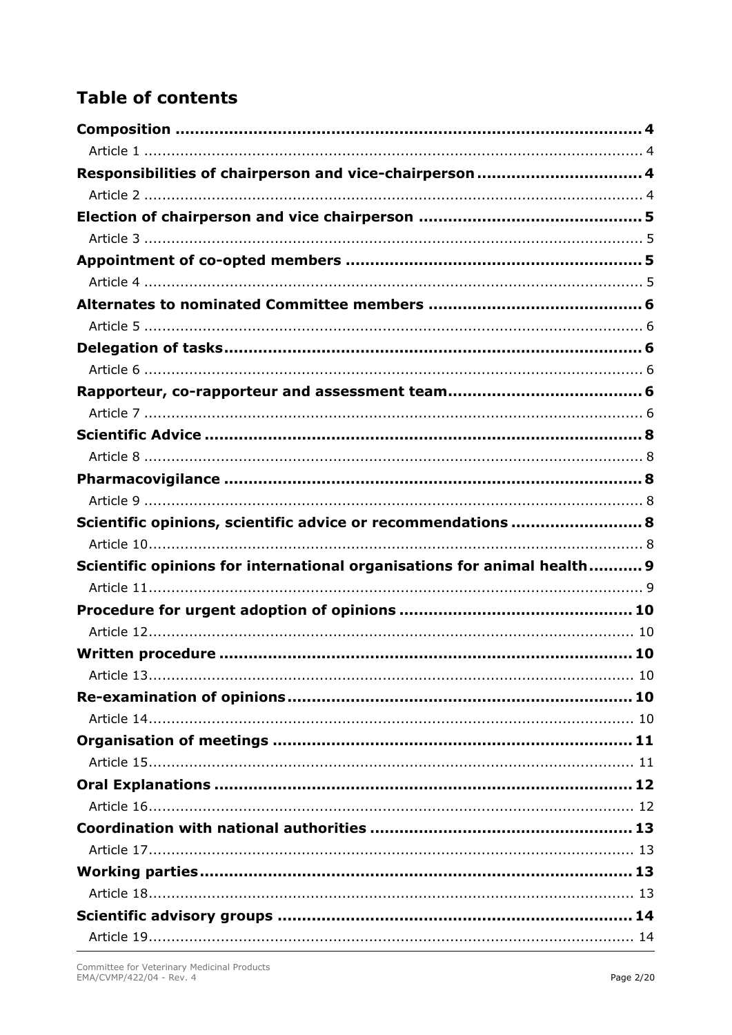## Table of contents

**Composition** ........................................................................................ **4**
Article 1 ........................................................................................ 4
**Responsibilities of chairperson and vice-chairperson** ........................................ **4**
Article 2 ........................................................................................ 4
**Election of chairperson and vice chairperson** ................................................ **5**
Article 3 ........................................................................................ 5
**Appointment of co-opted members** ................................................................ **5**
Article 4 ........................................................................................ 5
**Alternates to nominated Committee members** ................................................ **6**
Article 5 ........................................................................................ 6
**Delegation of tasks** .......................................................................................... **6**
Article 6 ........................................................................................ 6
**Rapporteur, co-rapporteur and assessment team** ............................................ **6**
Article 7 ........................................................................................ 6
**Scientific Advice** .............................................................................................. **8**
Article 8 ........................................................................................ 8
**Pharmacovigilance** .......................................................................................... **8**
Article 9 ........................................................................................ 8
**Scientific opinions, scientific advice or recommendations** ................................ **8**
Article 10 ...................................................................................... 8
**Scientific opinions for international organisations for animal health** ............... **9**
Article 11 ...................................................................................... 9
**Procedure for urgent adoption of opinions** ..................................................... **10**
Article 12 ...................................................................................... 10
**Written procedure** ......................................................................................... **10**
Article 13 ...................................................................................... 10
**Re-examination of opinions** ............................................................................ **10**
Article 14 ...................................................................................... 10
**Organisation of meetings** ............................................................................... **11**
Article 15 ...................................................................................... 11
**Oral Explanations** .......................................................................................... **12**
Article 16 ...................................................................................... 12
**Coordination with national authorities** ........................................................... **13**
Article 17 ...................................................................................... 13
**Working parties** .............................................................................................. **13**
Article 18 ...................................................................................... 13
**Scientific advisory groups** .............................................................................. **14**
Article 19 ...................................................................................... 14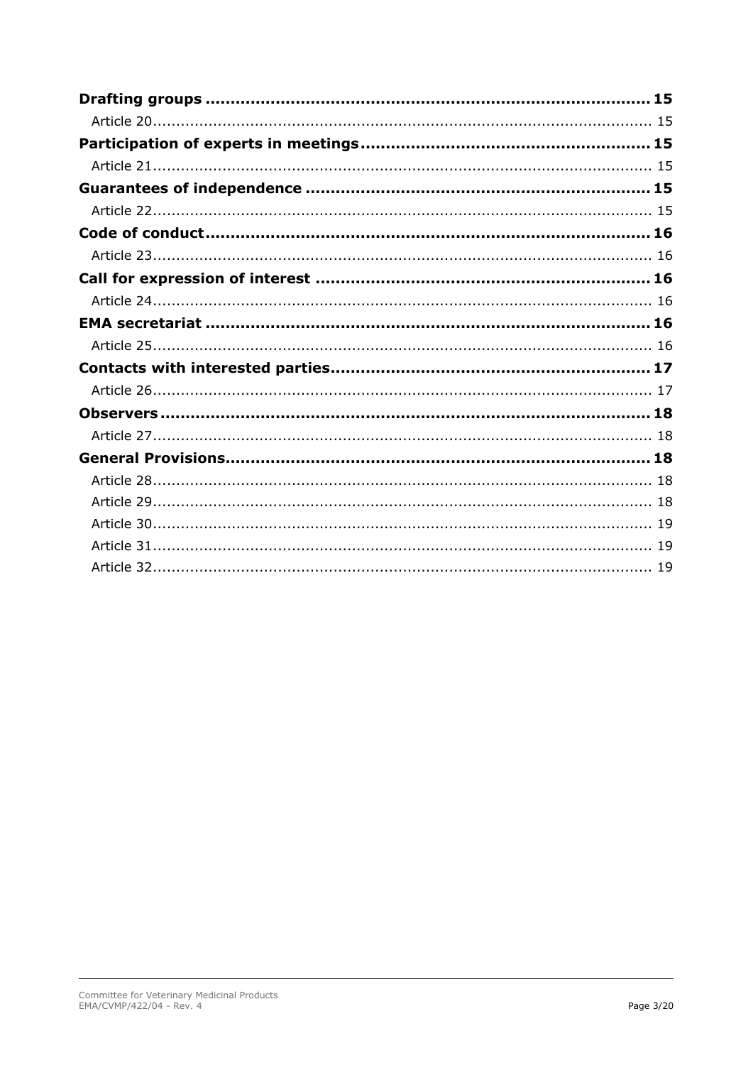**Drafting groups** ........................................................................................ **15**

Article 20 ........................................................................................................ 15

**Participation of experts in meetings** ........................................................ **15**

Article 21 ........................................................................................................ 15

**Guarantees of independence** ..................................................................... **15**

Article 22 ........................................................................................................ 15

**Code of conduct** .......................................................................................... **16**

Article 23 ........................................................................................................ 16

**Call for expression of interest** .................................................................. **16**

Article 24 ........................................................................................................ 16

**EMA secretariat** .......................................................................................... **16**

Article 25 ........................................................................................................ 16

**Contacts with interested parties** ............................................................... **17**

Article 26 ........................................................................................................ 17

**Observers** .................................................................................................... **18**

Article 27 ........................................................................................................ 18

**General Provisions** ..................................................................................... **18**

Article 28 ........................................................................................................ 18

Article 29 ........................................................................................................ 18

Article 30 ........................................................................................................ 19

Article 31 ........................................................................................................ 19

Article 32 ........................................................................................................ 19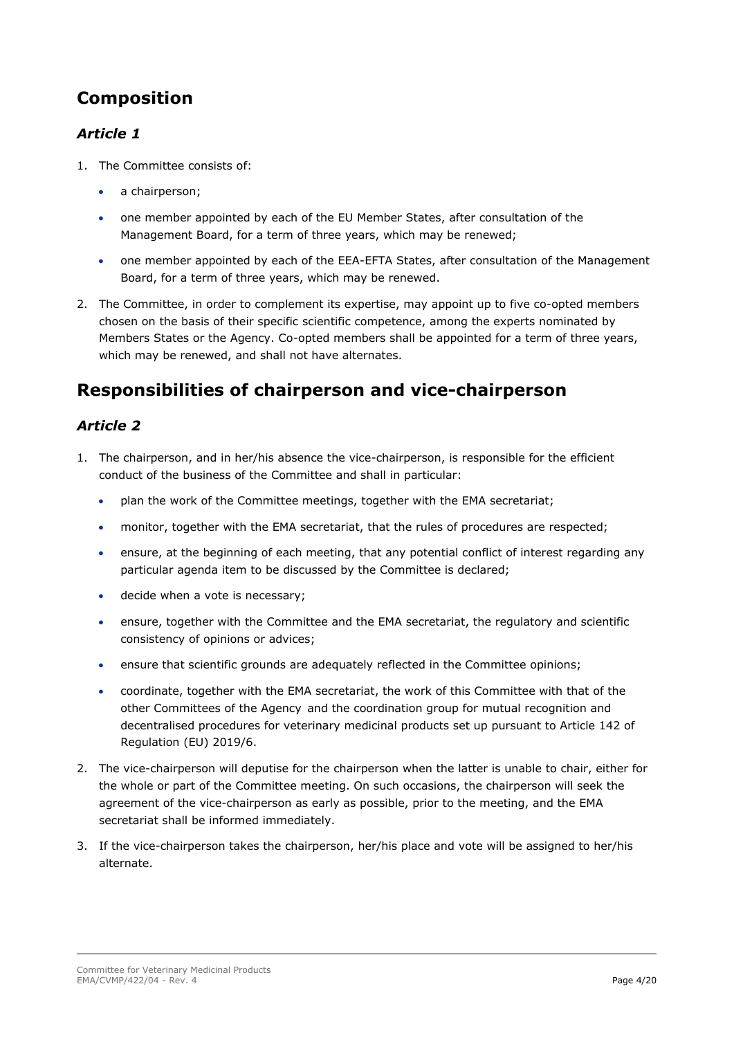## Composition

### *Article 1*

1. The Committee consists of:
   - a chairperson;
   - one member appointed by each of the EU Member States, after consultation of the Management Board, for a term of three years, which may be renewed;
   - one member appointed by each of the EEA-EFTA States, after consultation of the Management Board, for a term of three years, which may be renewed.
2. The Committee, in order to complement its expertise, may appoint up to five co-opted members chosen on the basis of their specific scientific competence, among the experts nominated by Members States or the Agency. Co-opted members shall be appointed for a term of three years, which may be renewed, and shall not have alternates.

## Responsibilities of chairperson and vice-chairperson

### *Article 2*

1. The chairperson, and in her/his absence the vice-chairperson, is responsible for the efficient conduct of the business of the Committee and shall in particular:
   - plan the work of the Committee meetings, together with the EMA secretariat;
   - monitor, together with the EMA secretariat, that the rules of procedures are respected;
   - ensure, at the beginning of each meeting, that any potential conflict of interest regarding any particular agenda item to be discussed by the Committee is declared;
   - decide when a vote is necessary;
   - ensure, together with the Committee and the EMA secretariat, the regulatory and scientific consistency of opinions or advices;
   - ensure that scientific grounds are adequately reflected in the Committee opinions;
   - coordinate, together with the EMA secretariat, the work of this Committee with that of the other Committees of the Agency and the coordination group for mutual recognition and decentralised procedures for veterinary medicinal products set up pursuant to Article 142 of Regulation (EU) 2019/6.
2. The vice-chairperson will deputise for the chairperson when the latter is unable to chair, either for the whole or part of the Committee meeting. On such occasions, the chairperson will seek the agreement of the vice-chairperson as early as possible, prior to the meeting, and the EMA secretariat shall be informed immediately.
3. If the vice-chairperson takes the chairperson, her/his place and vote will be assigned to her/his alternate.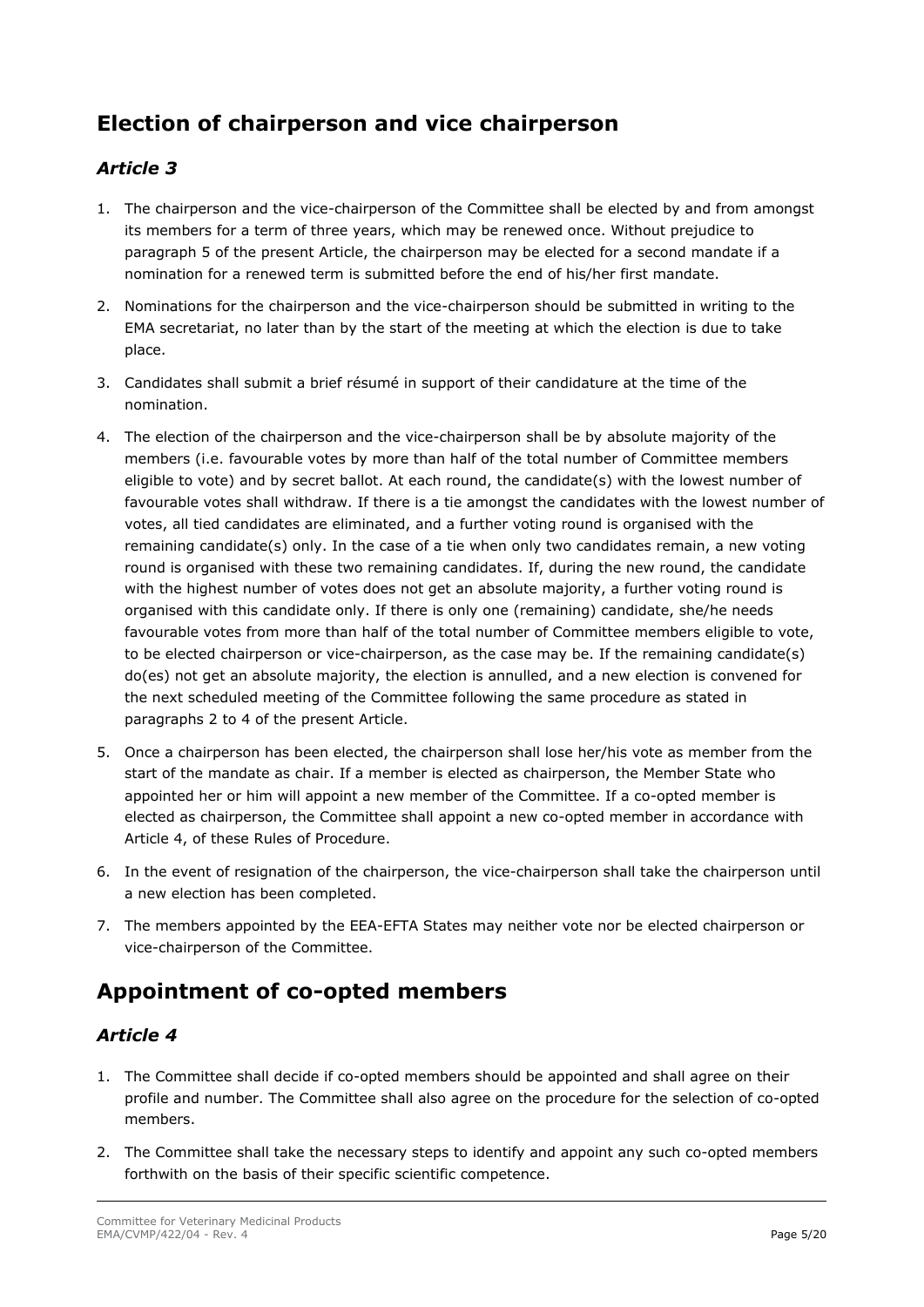## Election of chairperson and vice chairperson

### *Article 3*

1. The chairperson and the vice-chairperson of the Committee shall be elected by and from amongst its members for a term of three years, which may be renewed once. Without prejudice to paragraph 5 of the present Article, the chairperson may be elected for a second mandate if a nomination for a renewed term is submitted before the end of his/her first mandate.
2. Nominations for the chairperson and the vice-chairperson should be submitted in writing to the EMA secretariat, no later than by the start of the meeting at which the election is due to take place.
3. Candidates shall submit a brief résumé in support of their candidature at the time of the nomination.
4. The election of the chairperson and the vice-chairperson shall be by absolute majority of the members (i.e. favourable votes by more than half of the total number of Committee members eligible to vote) and by secret ballot. At each round, the candidate(s) with the lowest number of favourable votes shall withdraw. If there is a tie amongst the candidates with the lowest number of votes, all tied candidates are eliminated, and a further voting round is organised with the remaining candidate(s) only. In the case of a tie when only two candidates remain, a new voting round is organised with these two remaining candidates. If, during the new round, the candidate with the highest number of votes does not get an absolute majority, a further voting round is organised with this candidate only. If there is only one (remaining) candidate, she/he needs favourable votes from more than half of the total number of Committee members eligible to vote, to be elected chairperson or vice-chairperson, as the case may be. If the remaining candidate(s) do(es) not get an absolute majority, the election is annulled, and a new election is convened for the next scheduled meeting of the Committee following the same procedure as stated in paragraphs 2 to 4 of the present Article.
5. Once a chairperson has been elected, the chairperson shall lose her/his vote as member from the start of the mandate as chair. If a member is elected as chairperson, the Member State who appointed her or him will appoint a new member of the Committee. If a co-opted member is elected as chairperson, the Committee shall appoint a new co-opted member in accordance with Article 4, of these Rules of Procedure.
6. In the event of resignation of the chairperson, the vice-chairperson shall take the chairperson until a new election has been completed.
7. The members appointed by the EEA-EFTA States may neither vote nor be elected chairperson or vice-chairperson of the Committee.

## Appointment of co-opted members

### *Article 4*

1. The Committee shall decide if co-opted members should be appointed and shall agree on their profile and number. The Committee shall also agree on the procedure for the selection of co-opted members.
2. The Committee shall take the necessary steps to identify and appoint any such co-opted members forthwith on the basis of their specific scientific competence.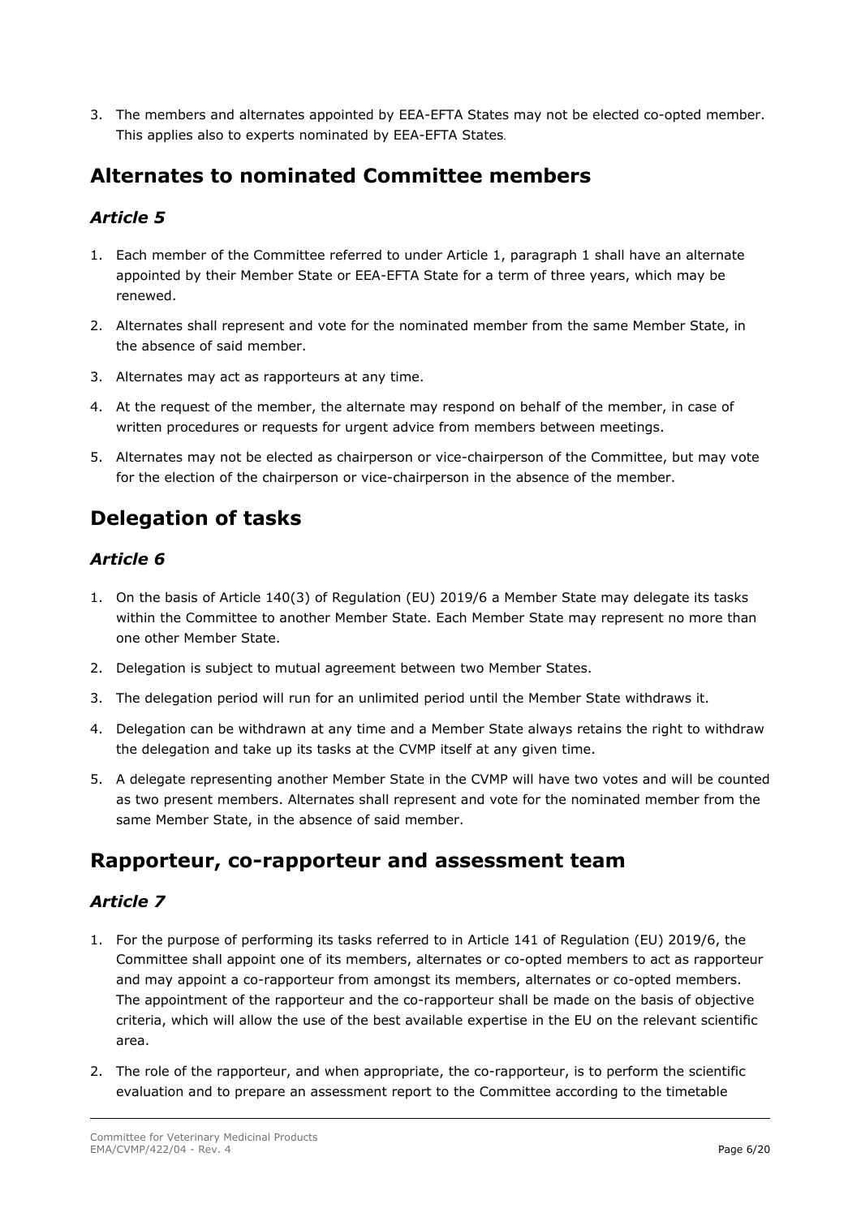3. The members and alternates appointed by EEA-EFTA States may not be elected co-opted member. This applies also to experts nominated by EEA-EFTA States.

## Alternates to nominated Committee members

### *Article 5*

1. Each member of the Committee referred to under Article 1, paragraph 1 shall have an alternate appointed by their Member State or EEA-EFTA State for a term of three years, which may be renewed.
2. Alternates shall represent and vote for the nominated member from the same Member State, in the absence of said member.
3. Alternates may act as rapporteurs at any time.
4. At the request of the member, the alternate may respond on behalf of the member, in case of written procedures or requests for urgent advice from members between meetings.
5. Alternates may not be elected as chairperson or vice-chairperson of the Committee, but may vote for the election of the chairperson or vice-chairperson in the absence of the member.

## Delegation of tasks

### *Article 6*

1. On the basis of Article 140(3) of Regulation (EU) 2019/6 a Member State may delegate its tasks within the Committee to another Member State. Each Member State may represent no more than one other Member State.
2. Delegation is subject to mutual agreement between two Member States.
3. The delegation period will run for an unlimited period until the Member State withdraws it.
4. Delegation can be withdrawn at any time and a Member State always retains the right to withdraw the delegation and take up its tasks at the CVMP itself at any given time.
5. A delegate representing another Member State in the CVMP will have two votes and will be counted as two present members. Alternates shall represent and vote for the nominated member from the same Member State, in the absence of said member.

## Rapporteur, co-rapporteur and assessment team

### *Article 7*

1. For the purpose of performing its tasks referred to in Article 141 of Regulation (EU) 2019/6, the Committee shall appoint one of its members, alternates or co-opted members to act as rapporteur and may appoint a co-rapporteur from amongst its members, alternates or co-opted members. The appointment of the rapporteur and the co-rapporteur shall be made on the basis of objective criteria, which will allow the use of the best available expertise in the EU on the relevant scientific area.
2. The role of the rapporteur, and when appropriate, the co-rapporteur, is to perform the scientific evaluation and to prepare an assessment report to the Committee according to the timetable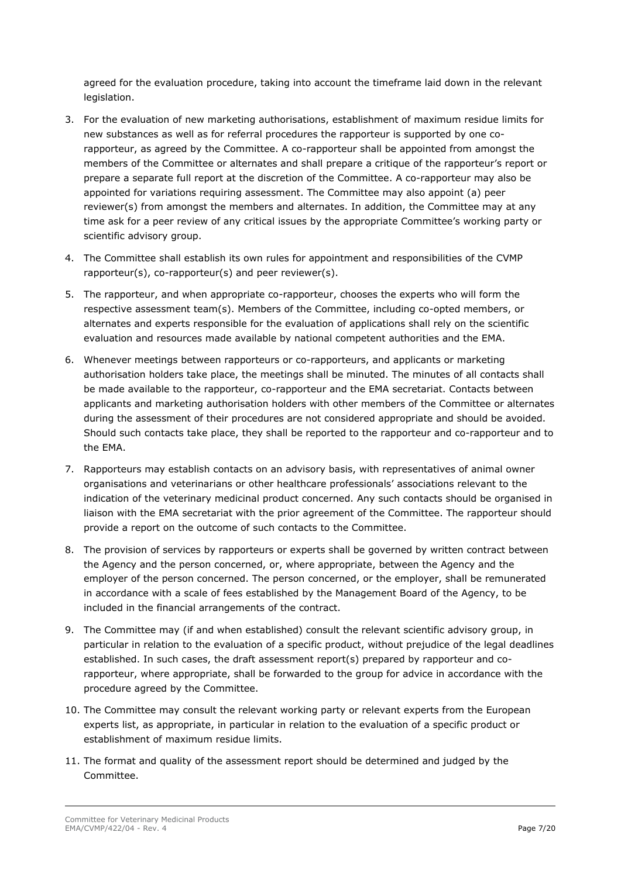agreed for the evaluation procedure, taking into account the timeframe laid down in the relevant legislation.

3. For the evaluation of new marketing authorisations, establishment of maximum residue limits for new substances as well as for referral procedures the rapporteur is supported by one co-rapporteur, as agreed by the Committee. A co-rapporteur shall be appointed from amongst the members of the Committee or alternates and shall prepare a critique of the rapporteur's report or prepare a separate full report at the discretion of the Committee. A co-rapporteur may also be appointed for variations requiring assessment. The Committee may also appoint (a) peer reviewer(s) from amongst the members and alternates. In addition, the Committee may at any time ask for a peer review of any critical issues by the appropriate Committee's working party or scientific advisory group.
4. The Committee shall establish its own rules for appointment and responsibilities of the CVMP rapporteur(s), co-rapporteur(s) and peer reviewer(s).
5. The rapporteur, and when appropriate co-rapporteur, chooses the experts who will form the respective assessment team(s). Members of the Committee, including co-opted members, or alternates and experts responsible for the evaluation of applications shall rely on the scientific evaluation and resources made available by national competent authorities and the EMA.
6. Whenever meetings between rapporteurs or co-rapporteurs, and applicants or marketing authorisation holders take place, the meetings shall be minuted. The minutes of all contacts shall be made available to the rapporteur, co-rapporteur and the EMA secretariat. Contacts between applicants and marketing authorisation holders with other members of the Committee or alternates during the assessment of their procedures are not considered appropriate and should be avoided. Should such contacts take place, they shall be reported to the rapporteur and co-rapporteur and to the EMA.
7. Rapporteurs may establish contacts on an advisory basis, with representatives of animal owner organisations and veterinarians or other healthcare professionals' associations relevant to the indication of the veterinary medicinal product concerned. Any such contacts should be organised in liaison with the EMA secretariat with the prior agreement of the Committee. The rapporteur should provide a report on the outcome of such contacts to the Committee.
8. The provision of services by rapporteurs or experts shall be governed by written contract between the Agency and the person concerned, or, where appropriate, between the Agency and the employer of the person concerned. The person concerned, or the employer, shall be remunerated in accordance with a scale of fees established by the Management Board of the Agency, to be included in the financial arrangements of the contract.
9. The Committee may (if and when established) consult the relevant scientific advisory group, in particular in relation to the evaluation of a specific product, without prejudice of the legal deadlines established. In such cases, the draft assessment report(s) prepared by rapporteur and co-rapporteur, where appropriate, shall be forwarded to the group for advice in accordance with the procedure agreed by the Committee.
10. The Committee may consult the relevant working party or relevant experts from the European experts list, as appropriate, in particular in relation to the evaluation of a specific product or establishment of maximum residue limits.
11. The format and quality of the assessment report should be determined and judged by the Committee.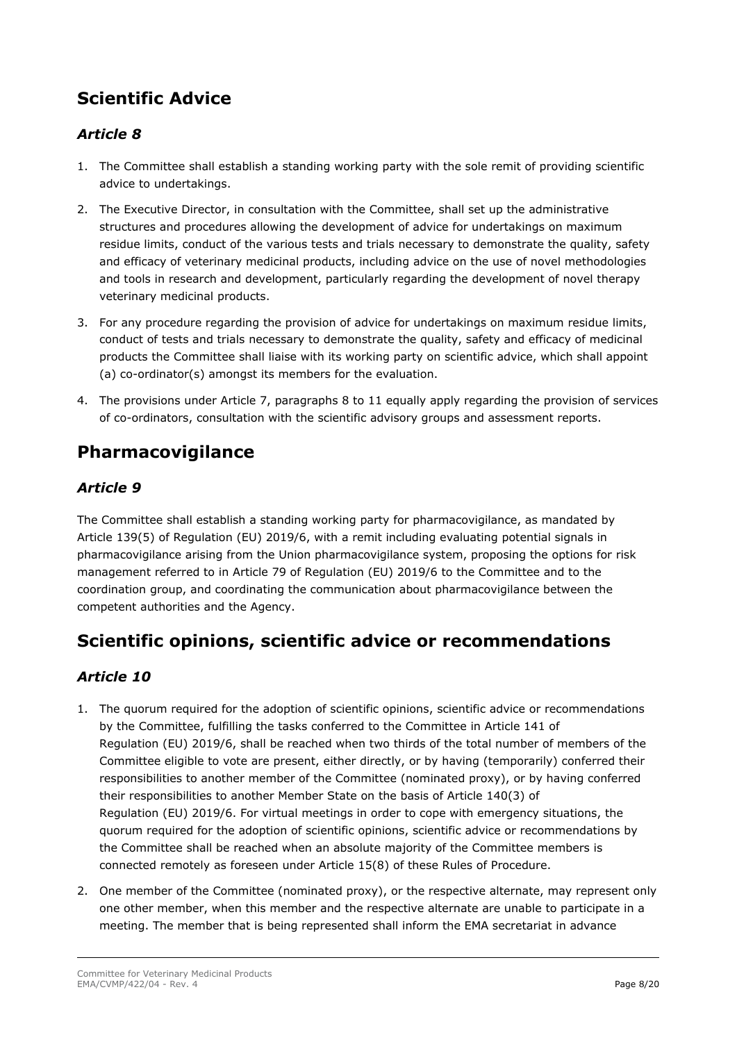## Scientific Advice

### *Article 8*

1. The Committee shall establish a standing working party with the sole remit of providing scientific advice to undertakings.
2. The Executive Director, in consultation with the Committee, shall set up the administrative structures and procedures allowing the development of advice for undertakings on maximum residue limits, conduct of the various tests and trials necessary to demonstrate the quality, safety and efficacy of veterinary medicinal products, including advice on the use of novel methodologies and tools in research and development, particularly regarding the development of novel therapy veterinary medicinal products.
3. For any procedure regarding the provision of advice for undertakings on maximum residue limits, conduct of tests and trials necessary to demonstrate the quality, safety and efficacy of medicinal products the Committee shall liaise with its working party on scientific advice, which shall appoint (a) co-ordinator(s) amongst its members for the evaluation.
4. The provisions under Article 7, paragraphs 8 to 11 equally apply regarding the provision of services of co-ordinators, consultation with the scientific advisory groups and assessment reports.

## Pharmacovigilance

### *Article 9*

The Committee shall establish a standing working party for pharmacovigilance, as mandated by Article 139(5) of Regulation (EU) 2019/6, with a remit including evaluating potential signals in pharmacovigilance arising from the Union pharmacovigilance system, proposing the options for risk management referred to in Article 79 of Regulation (EU) 2019/6 to the Committee and to the coordination group, and coordinating the communication about pharmacovigilance between the competent authorities and the Agency.

## Scientific opinions, scientific advice or recommendations

### *Article 10*

1. The quorum required for the adoption of scientific opinions, scientific advice or recommendations by the Committee, fulfilling the tasks conferred to the Committee in Article 141 of Regulation (EU) 2019/6, shall be reached when two thirds of the total number of members of the Committee eligible to vote are present, either directly, or by having (temporarily) conferred their responsibilities to another member of the Committee (nominated proxy), or by having conferred their responsibilities to another Member State on the basis of Article 140(3) of Regulation (EU) 2019/6. For virtual meetings in order to cope with emergency situations, the quorum required for the adoption of scientific opinions, scientific advice or recommendations by the Committee shall be reached when an absolute majority of the Committee members is connected remotely as foreseen under Article 15(8) of these Rules of Procedure.
2. One member of the Committee (nominated proxy), or the respective alternate, may represent only one other member, when this member and the respective alternate are unable to participate in a meeting. The member that is being represented shall inform the EMA secretariat in advance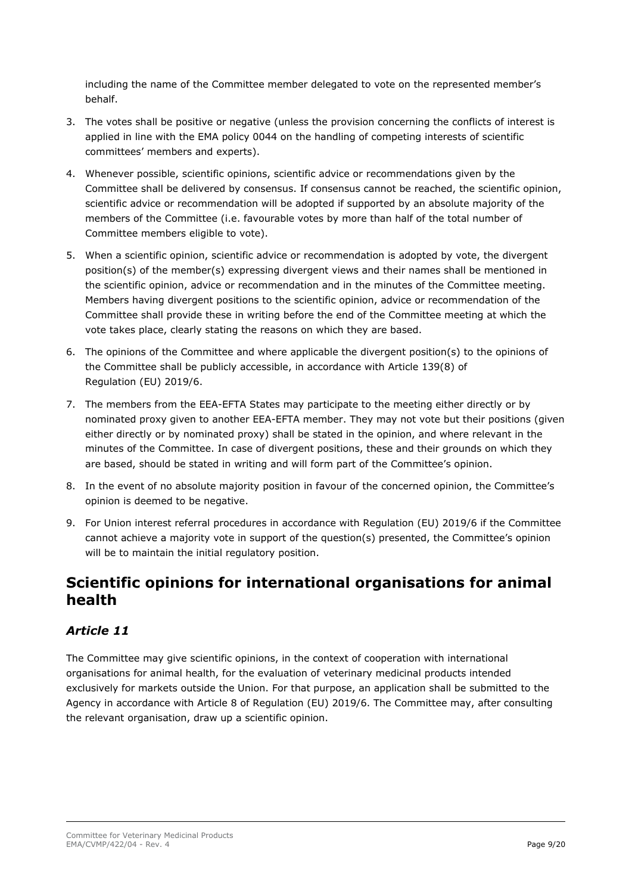including the name of the Committee member delegated to vote on the represented member's behalf.

3. The votes shall be positive or negative (unless the provision concerning the conflicts of interest is applied in line with the EMA policy 0044 on the handling of competing interests of scientific committees' members and experts).
4. Whenever possible, scientific opinions, scientific advice or recommendations given by the Committee shall be delivered by consensus. If consensus cannot be reached, the scientific opinion, scientific advice or recommendation will be adopted if supported by an absolute majority of the members of the Committee (i.e. favourable votes by more than half of the total number of Committee members eligible to vote).
5. When a scientific opinion, scientific advice or recommendation is adopted by vote, the divergent position(s) of the member(s) expressing divergent views and their names shall be mentioned in the scientific opinion, advice or recommendation and in the minutes of the Committee meeting. Members having divergent positions to the scientific opinion, advice or recommendation of the Committee shall provide these in writing before the end of the Committee meeting at which the vote takes place, clearly stating the reasons on which they are based.
6. The opinions of the Committee and where applicable the divergent position(s) to the opinions of the Committee shall be publicly accessible, in accordance with Article 139(8) of Regulation (EU) 2019/6.
7. The members from the EEA-EFTA States may participate to the meeting either directly or by nominated proxy given to another EEA-EFTA member. They may not vote but their positions (given either directly or by nominated proxy) shall be stated in the opinion, and where relevant in the minutes of the Committee. In case of divergent positions, these and their grounds on which they are based, should be stated in writing and will form part of the Committee's opinion.
8. In the event of no absolute majority position in favour of the concerned opinion, the Committee's opinion is deemed to be negative.
9. For Union interest referral procedures in accordance with Regulation (EU) 2019/6 if the Committee cannot achieve a majority vote in support of the question(s) presented, the Committee's opinion will be to maintain the initial regulatory position.

## Scientific opinions for international organisations for animal health

### *Article 11*

The Committee may give scientific opinions, in the context of cooperation with international organisations for animal health, for the evaluation of veterinary medicinal products intended exclusively for markets outside the Union. For that purpose, an application shall be submitted to the Agency in accordance with Article 8 of Regulation (EU) 2019/6. The Committee may, after consulting the relevant organisation, draw up a scientific opinion.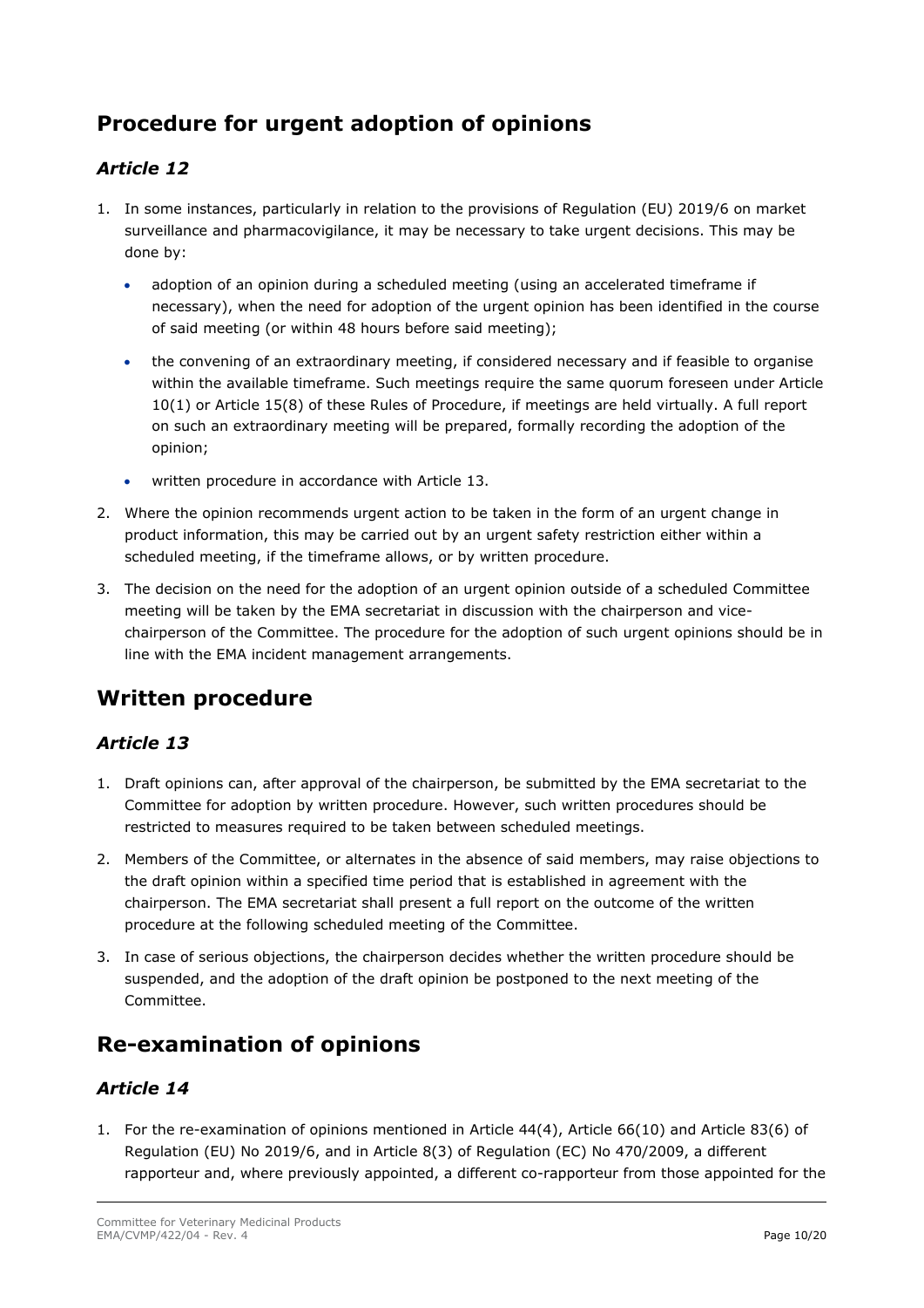## Procedure for urgent adoption of opinions

### *Article 12*

1. In some instances, particularly in relation to the provisions of Regulation (EU) 2019/6 on market surveillance and pharmacovigilance, it may be necessary to take urgent decisions. This may be done by:

   - adoption of an opinion during a scheduled meeting (using an accelerated timeframe if necessary), when the need for adoption of the urgent opinion has been identified in the course of said meeting (or within 48 hours before said meeting);
   - the convening of an extraordinary meeting, if considered necessary and if feasible to organise within the available timeframe. Such meetings require the same quorum foreseen under Article 10(1) or Article 15(8) of these Rules of Procedure, if meetings are held virtually. A full report on such an extraordinary meeting will be prepared, formally recording the adoption of the opinion;
   - written procedure in accordance with Article 13.

2. Where the opinion recommends urgent action to be taken in the form of an urgent change in product information, this may be carried out by an urgent safety restriction either within a scheduled meeting, if the timeframe allows, or by written procedure.

3. The decision on the need for the adoption of an urgent opinion outside of a scheduled Committee meeting will be taken by the EMA secretariat in discussion with the chairperson and vice-chairperson of the Committee. The procedure for the adoption of such urgent opinions should be in line with the EMA incident management arrangements.

## Written procedure

### *Article 13*

1. Draft opinions can, after approval of the chairperson, be submitted by the EMA secretariat to the Committee for adoption by written procedure. However, such written procedures should be restricted to measures required to be taken between scheduled meetings.

2. Members of the Committee, or alternates in the absence of said members, may raise objections to the draft opinion within a specified time period that is established in agreement with the chairperson. The EMA secretariat shall present a full report on the outcome of the written procedure at the following scheduled meeting of the Committee.

3. In case of serious objections, the chairperson decides whether the written procedure should be suspended, and the adoption of the draft opinion be postponed to the next meeting of the Committee.

## Re-examination of opinions

### *Article 14*

1. For the re-examination of opinions mentioned in Article 44(4), Article 66(10) and Article 83(6) of Regulation (EU) No 2019/6, and in Article 8(3) of Regulation (EC) No 470/2009, a different rapporteur and, where previously appointed, a different co-rapporteur from those appointed for the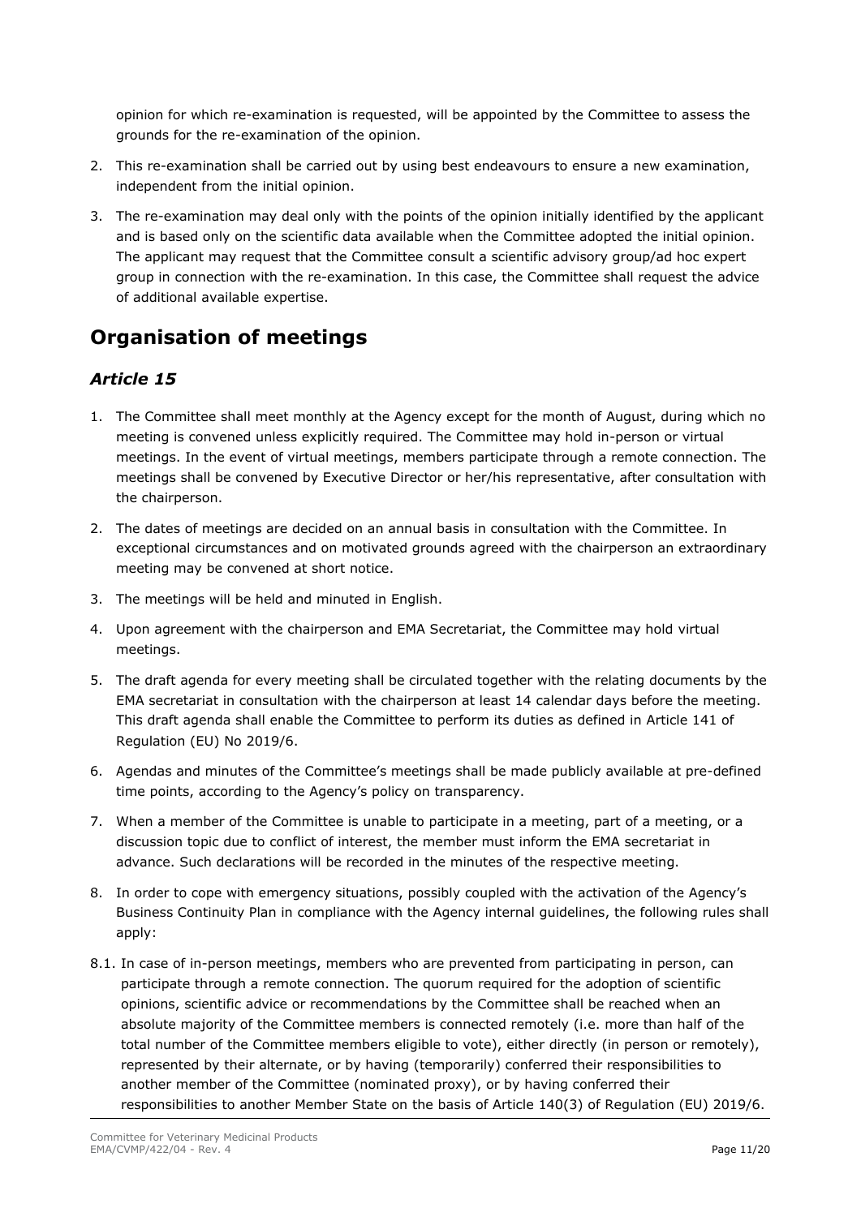opinion for which re-examination is requested, will be appointed by the Committee to assess the grounds for the re-examination of the opinion.

2. This re-examination shall be carried out by using best endeavours to ensure a new examination, independent from the initial opinion.
3. The re-examination may deal only with the points of the opinion initially identified by the applicant and is based only on the scientific data available when the Committee adopted the initial opinion. The applicant may request that the Committee consult a scientific advisory group/ad hoc expert group in connection with the re-examination. In this case, the Committee shall request the advice of additional available expertise.

# Organisation of meetings

## *Article 15*

1. The Committee shall meet monthly at the Agency except for the month of August, during which no meeting is convened unless explicitly required. The Committee may hold in-person or virtual meetings. In the event of virtual meetings, members participate through a remote connection. The meetings shall be convened by Executive Director or her/his representative, after consultation with the chairperson.
2. The dates of meetings are decided on an annual basis in consultation with the Committee. In exceptional circumstances and on motivated grounds agreed with the chairperson an extraordinary meeting may be convened at short notice.
3. The meetings will be held and minuted in English.
4. Upon agreement with the chairperson and EMA Secretariat, the Committee may hold virtual meetings.
5. The draft agenda for every meeting shall be circulated together with the relating documents by the EMA secretariat in consultation with the chairperson at least 14 calendar days before the meeting. This draft agenda shall enable the Committee to perform its duties as defined in Article 141 of Regulation (EU) No 2019/6.
6. Agendas and minutes of the Committee's meetings shall be made publicly available at pre-defined time points, according to the Agency's policy on transparency.
7. When a member of the Committee is unable to participate in a meeting, part of a meeting, or a discussion topic due to conflict of interest, the member must inform the EMA secretariat in advance. Such declarations will be recorded in the minutes of the respective meeting.
8. In order to cope with emergency situations, possibly coupled with the activation of the Agency's Business Continuity Plan in compliance with the Agency internal guidelines, the following rules shall apply:

8.1. In case of in-person meetings, members who are prevented from participating in person, can participate through a remote connection. The quorum required for the adoption of scientific opinions, scientific advice or recommendations by the Committee shall be reached when an absolute majority of the Committee members is connected remotely (i.e. more than half of the total number of the Committee members eligible to vote), either directly (in person or remotely), represented by their alternate, or by having (temporarily) conferred their responsibilities to another member of the Committee (nominated proxy), or by having conferred their responsibilities to another Member State on the basis of Article 140(3) of Regulation (EU) 2019/6.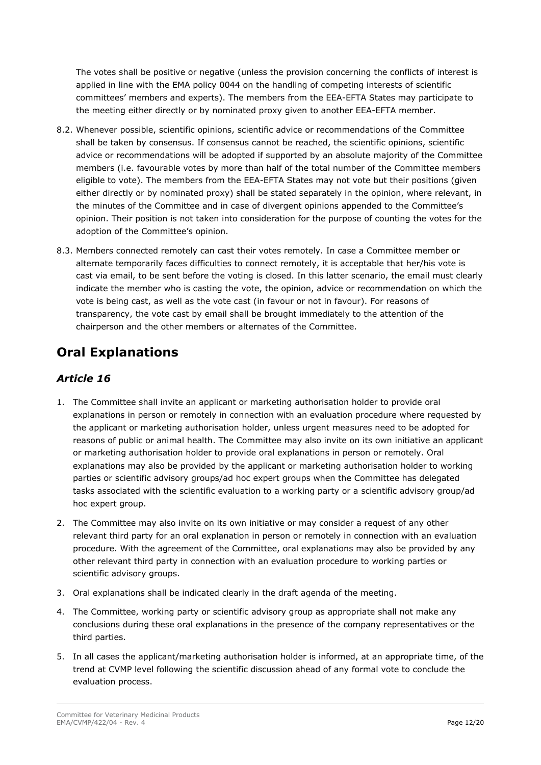The votes shall be positive or negative (unless the provision concerning the conflicts of interest is applied in line with the EMA policy 0044 on the handling of competing interests of scientific committees' members and experts). The members from the EEA-EFTA States may participate to the meeting either directly or by nominated proxy given to another EEA-EFTA member.

8.2. Whenever possible, scientific opinions, scientific advice or recommendations of the Committee shall be taken by consensus. If consensus cannot be reached, the scientific opinions, scientific advice or recommendations will be adopted if supported by an absolute majority of the Committee members (i.e. favourable votes by more than half of the total number of the Committee members eligible to vote). The members from the EEA-EFTA States may not vote but their positions (given either directly or by nominated proxy) shall be stated separately in the opinion, where relevant, in the minutes of the Committee and in case of divergent opinions appended to the Committee's opinion. Their position is not taken into consideration for the purpose of counting the votes for the adoption of the Committee's opinion.

8.3. Members connected remotely can cast their votes remotely. In case a Committee member or alternate temporarily faces difficulties to connect remotely, it is acceptable that her/his vote is cast via email, to be sent before the voting is closed. In this latter scenario, the email must clearly indicate the member who is casting the vote, the opinion, advice or recommendation on which the vote is being cast, as well as the vote cast (in favour or not in favour). For reasons of transparency, the vote cast by email shall be brought immediately to the attention of the chairperson and the other members or alternates of the Committee.

## Oral Explanations

### *Article 16*

1. The Committee shall invite an applicant or marketing authorisation holder to provide oral explanations in person or remotely in connection with an evaluation procedure where requested by the applicant or marketing authorisation holder, unless urgent measures need to be adopted for reasons of public or animal health. The Committee may also invite on its own initiative an applicant or marketing authorisation holder to provide oral explanations in person or remotely. Oral explanations may also be provided by the applicant or marketing authorisation holder to working parties or scientific advisory groups/ad hoc expert groups when the Committee has delegated tasks associated with the scientific evaluation to a working party or a scientific advisory group/ad hoc expert group.

2. The Committee may also invite on its own initiative or may consider a request of any other relevant third party for an oral explanation in person or remotely in connection with an evaluation procedure. With the agreement of the Committee, oral explanations may also be provided by any other relevant third party in connection with an evaluation procedure to working parties or scientific advisory groups.

3. Oral explanations shall be indicated clearly in the draft agenda of the meeting.

4. The Committee, working party or scientific advisory group as appropriate shall not make any conclusions during these oral explanations in the presence of the company representatives or the third parties.

5. In all cases the applicant/marketing authorisation holder is informed, at an appropriate time, of the trend at CVMP level following the scientific discussion ahead of any formal vote to conclude the evaluation process.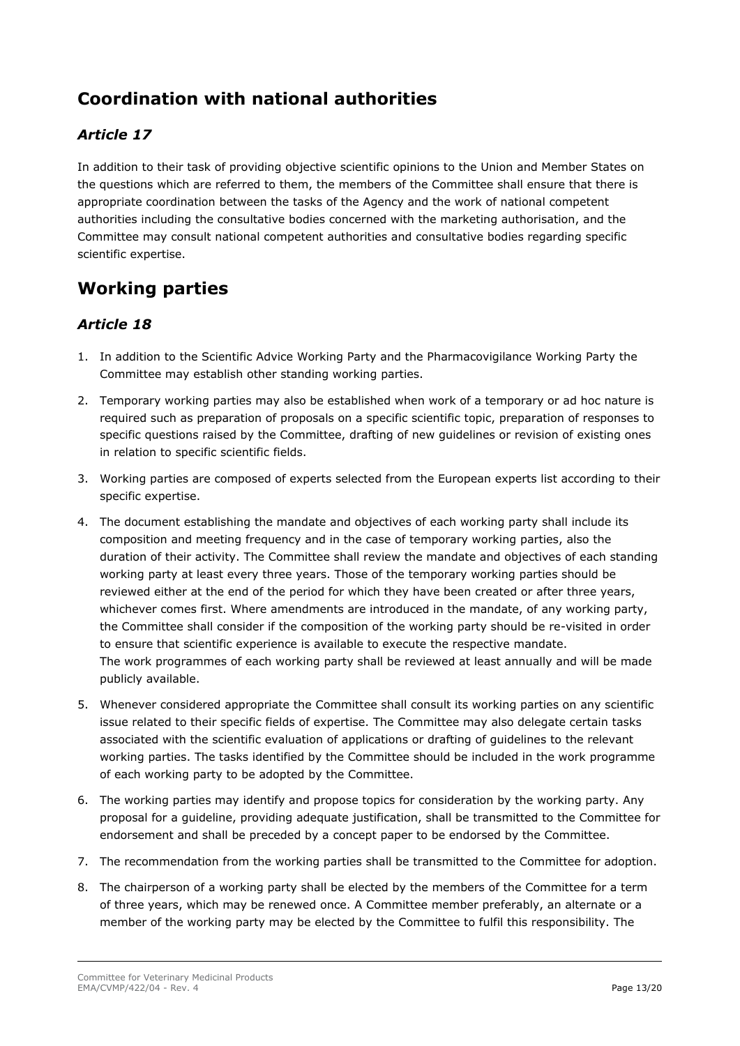## Coordination with national authorities

### *Article 17*

In addition to their task of providing objective scientific opinions to the Union and Member States on the questions which are referred to them, the members of the Committee shall ensure that there is appropriate coordination between the tasks of the Agency and the work of national competent authorities including the consultative bodies concerned with the marketing authorisation, and the Committee may consult national competent authorities and consultative bodies regarding specific scientific expertise.

## Working parties

### *Article 18*

1. In addition to the Scientific Advice Working Party and the Pharmacovigilance Working Party the Committee may establish other standing working parties.
2. Temporary working parties may also be established when work of a temporary or ad hoc nature is required such as preparation of proposals on a specific scientific topic, preparation of responses to specific questions raised by the Committee, drafting of new guidelines or revision of existing ones in relation to specific scientific fields.
3. Working parties are composed of experts selected from the European experts list according to their specific expertise.
4. The document establishing the mandate and objectives of each working party shall include its composition and meeting frequency and in the case of temporary working parties, also the duration of their activity. The Committee shall review the mandate and objectives of each standing working party at least every three years. Those of the temporary working parties should be reviewed either at the end of the period for which they have been created or after three years, whichever comes first. Where amendments are introduced in the mandate, of any working party, the Committee shall consider if the composition of the working party should be re-visited in order to ensure that scientific experience is available to execute the respective mandate.
   The work programmes of each working party shall be reviewed at least annually and will be made publicly available.
5. Whenever considered appropriate the Committee shall consult its working parties on any scientific issue related to their specific fields of expertise. The Committee may also delegate certain tasks associated with the scientific evaluation of applications or drafting of guidelines to the relevant working parties. The tasks identified by the Committee should be included in the work programme of each working party to be adopted by the Committee.
6. The working parties may identify and propose topics for consideration by the working party. Any proposal for a guideline, providing adequate justification, shall be transmitted to the Committee for endorsement and shall be preceded by a concept paper to be endorsed by the Committee.
7. The recommendation from the working parties shall be transmitted to the Committee for adoption.
8. The chairperson of a working party shall be elected by the members of the Committee for a term of three years, which may be renewed once. A Committee member preferably, an alternate or a member of the working party may be elected by the Committee to fulfil this responsibility. The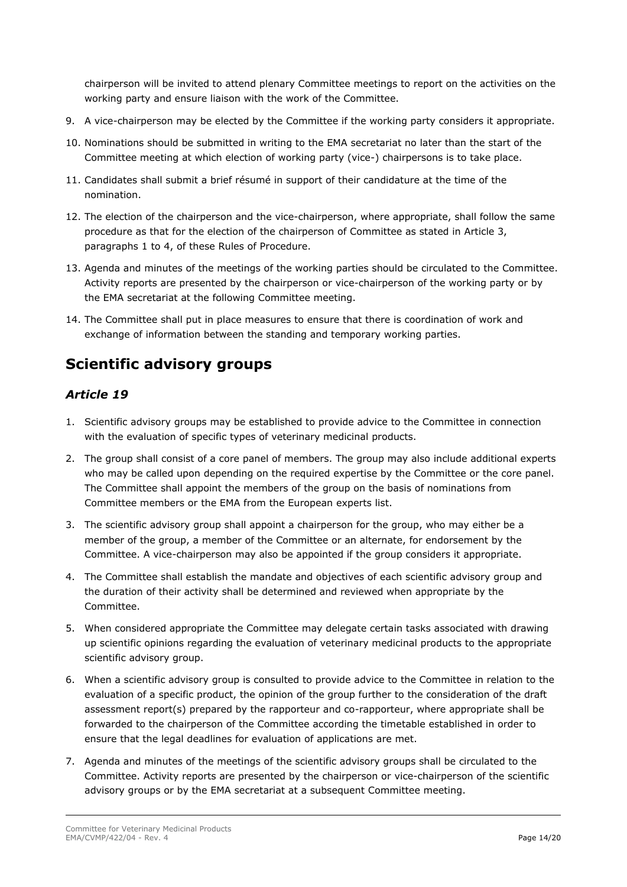chairperson will be invited to attend plenary Committee meetings to report on the activities on the working party and ensure liaison with the work of the Committee.

9. A vice-chairperson may be elected by the Committee if the working party considers it appropriate.
10. Nominations should be submitted in writing to the EMA secretariat no later than the start of the Committee meeting at which election of working party (vice-) chairpersons is to take place.
11. Candidates shall submit a brief résumé in support of their candidature at the time of the nomination.
12. The election of the chairperson and the vice-chairperson, where appropriate, shall follow the same procedure as that for the election of the chairperson of Committee as stated in Article 3, paragraphs 1 to 4, of these Rules of Procedure.
13. Agenda and minutes of the meetings of the working parties should be circulated to the Committee. Activity reports are presented by the chairperson or vice-chairperson of the working party or by the EMA secretariat at the following Committee meeting.
14. The Committee shall put in place measures to ensure that there is coordination of work and exchange of information between the standing and temporary working parties.

# Scientific advisory groups

## *Article 19*

1. Scientific advisory groups may be established to provide advice to the Committee in connection with the evaluation of specific types of veterinary medicinal products.
2. The group shall consist of a core panel of members. The group may also include additional experts who may be called upon depending on the required expertise by the Committee or the core panel. The Committee shall appoint the members of the group on the basis of nominations from Committee members or the EMA from the European experts list.
3. The scientific advisory group shall appoint a chairperson for the group, who may either be a member of the group, a member of the Committee or an alternate, for endorsement by the Committee. A vice-chairperson may also be appointed if the group considers it appropriate.
4. The Committee shall establish the mandate and objectives of each scientific advisory group and the duration of their activity shall be determined and reviewed when appropriate by the Committee.
5. When considered appropriate the Committee may delegate certain tasks associated with drawing up scientific opinions regarding the evaluation of veterinary medicinal products to the appropriate scientific advisory group.
6. When a scientific advisory group is consulted to provide advice to the Committee in relation to the evaluation of a specific product, the opinion of the group further to the consideration of the draft assessment report(s) prepared by the rapporteur and co-rapporteur, where appropriate shall be forwarded to the chairperson of the Committee according the timetable established in order to ensure that the legal deadlines for evaluation of applications are met.
7. Agenda and minutes of the meetings of the scientific advisory groups shall be circulated to the Committee. Activity reports are presented by the chairperson or vice-chairperson of the scientific advisory groups or by the EMA secretariat at a subsequent Committee meeting.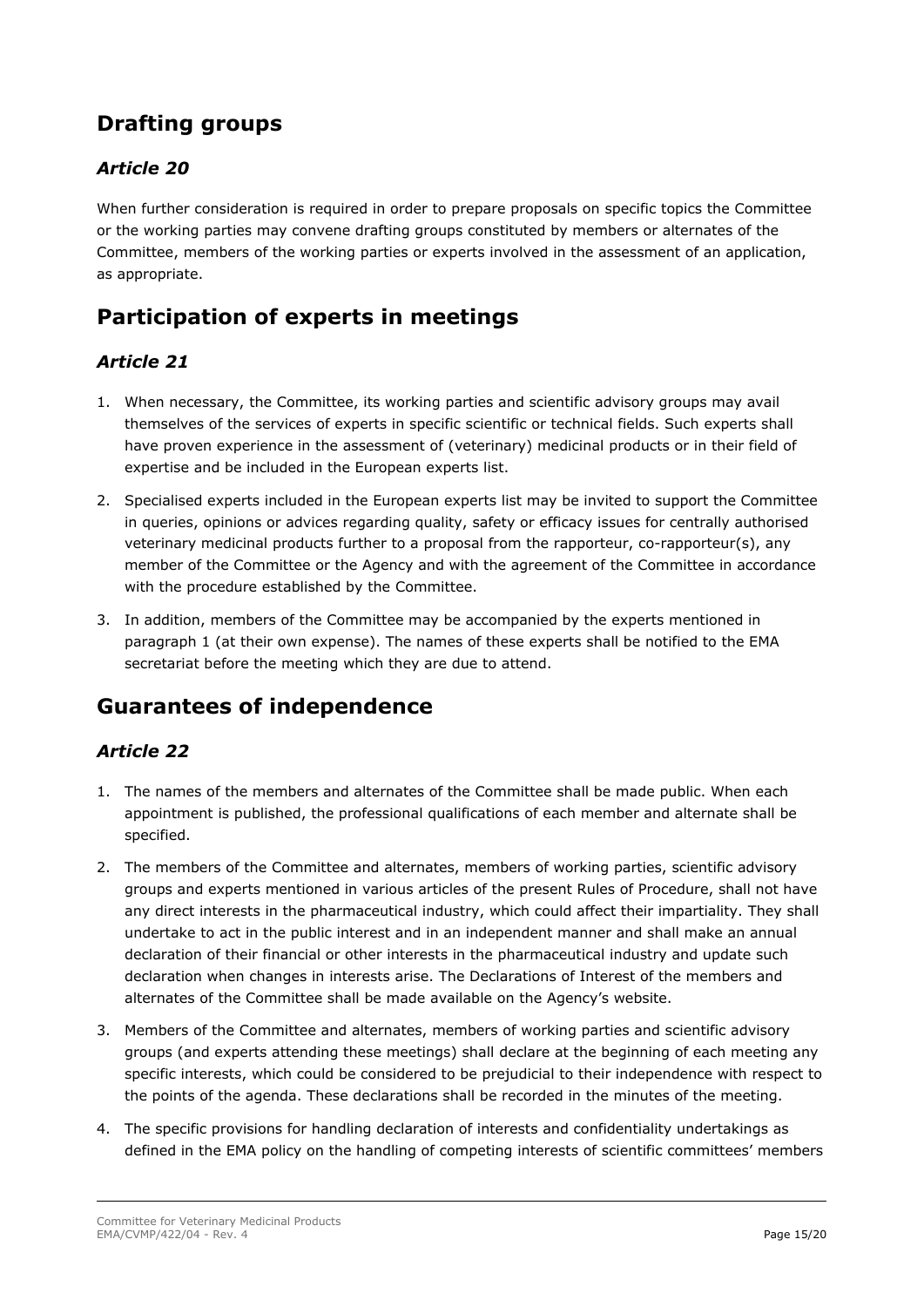## Drafting groups

### *Article 20*

When further consideration is required in order to prepare proposals on specific topics the Committee or the working parties may convene drafting groups constituted by members or alternates of the Committee, members of the working parties or experts involved in the assessment of an application, as appropriate.

## Participation of experts in meetings

### *Article 21*

1. When necessary, the Committee, its working parties and scientific advisory groups may avail themselves of the services of experts in specific scientific or technical fields. Such experts shall have proven experience in the assessment of (veterinary) medicinal products or in their field of expertise and be included in the European experts list.
2. Specialised experts included in the European experts list may be invited to support the Committee in queries, opinions or advices regarding quality, safety or efficacy issues for centrally authorised veterinary medicinal products further to a proposal from the rapporteur, co-rapporteur(s), any member of the Committee or the Agency and with the agreement of the Committee in accordance with the procedure established by the Committee.
3. In addition, members of the Committee may be accompanied by the experts mentioned in paragraph 1 (at their own expense). The names of these experts shall be notified to the EMA secretariat before the meeting which they are due to attend.

## Guarantees of independence

### *Article 22*

1. The names of the members and alternates of the Committee shall be made public. When each appointment is published, the professional qualifications of each member and alternate shall be specified.
2. The members of the Committee and alternates, members of working parties, scientific advisory groups and experts mentioned in various articles of the present Rules of Procedure, shall not have any direct interests in the pharmaceutical industry, which could affect their impartiality. They shall undertake to act in the public interest and in an independent manner and shall make an annual declaration of their financial or other interests in the pharmaceutical industry and update such declaration when changes in interests arise. The Declarations of Interest of the members and alternates of the Committee shall be made available on the Agency's website.
3. Members of the Committee and alternates, members of working parties and scientific advisory groups (and experts attending these meetings) shall declare at the beginning of each meeting any specific interests, which could be considered to be prejudicial to their independence with respect to the points of the agenda. These declarations shall be recorded in the minutes of the meeting.
4. The specific provisions for handling declaration of interests and confidentiality undertakings as defined in the EMA policy on the handling of competing interests of scientific committees' members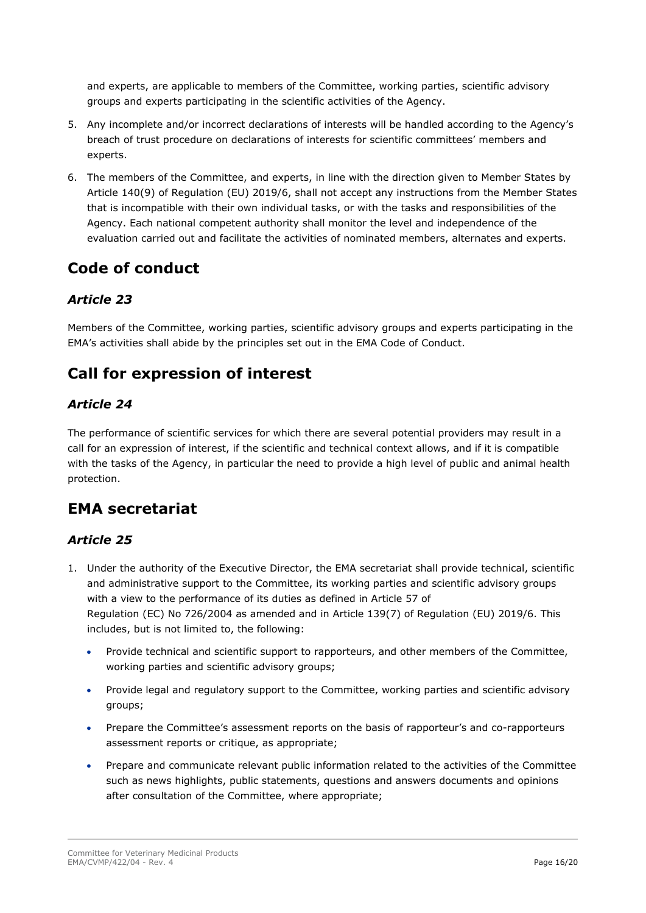and experts, are applicable to members of the Committee, working parties, scientific advisory groups and experts participating in the scientific activities of the Agency.

5. Any incomplete and/or incorrect declarations of interests will be handled according to the Agency's breach of trust procedure on declarations of interests for scientific committees' members and experts.
6. The members of the Committee, and experts, in line with the direction given to Member States by Article 140(9) of Regulation (EU) 2019/6, shall not accept any instructions from the Member States that is incompatible with their own individual tasks, or with the tasks and responsibilities of the Agency. Each national competent authority shall monitor the level and independence of the evaluation carried out and facilitate the activities of nominated members, alternates and experts.

## Code of conduct

### *Article 23*

Members of the Committee, working parties, scientific advisory groups and experts participating in the EMA's activities shall abide by the principles set out in the EMA Code of Conduct.

## Call for expression of interest

### *Article 24*

The performance of scientific services for which there are several potential providers may result in a call for an expression of interest, if the scientific and technical context allows, and if it is compatible with the tasks of the Agency, in particular the need to provide a high level of public and animal health protection.

## EMA secretariat

### *Article 25*

1. Under the authority of the Executive Director, the EMA secretariat shall provide technical, scientific and administrative support to the Committee, its working parties and scientific advisory groups with a view to the performance of its duties as defined in Article 57 of Regulation (EC) No 726/2004 as amended and in Article 139(7) of Regulation (EU) 2019/6. This includes, but is not limited to, the following:
   - Provide technical and scientific support to rapporteurs, and other members of the Committee, working parties and scientific advisory groups;
   - Provide legal and regulatory support to the Committee, working parties and scientific advisory groups;
   - Prepare the Committee's assessment reports on the basis of rapporteur's and co-rapporteurs assessment reports or critique, as appropriate;
   - Prepare and communicate relevant public information related to the activities of the Committee such as news highlights, public statements, questions and answers documents and opinions after consultation of the Committee, where appropriate;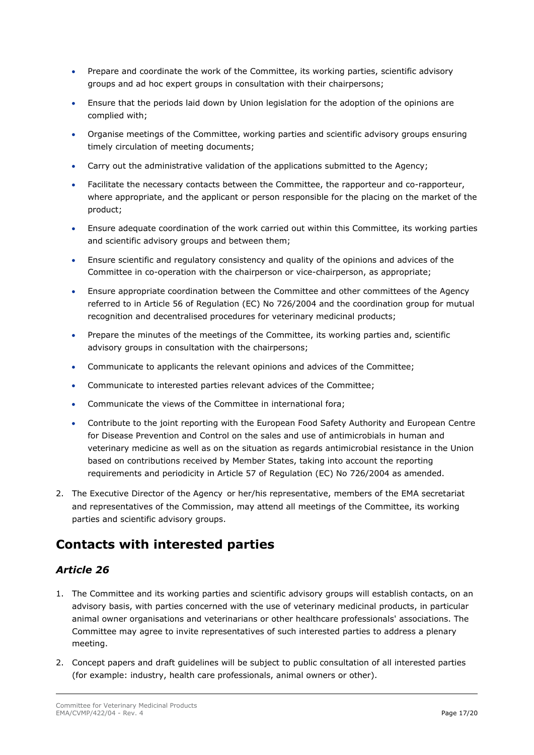- Prepare and coordinate the work of the Committee, its working parties, scientific advisory groups and ad hoc expert groups in consultation with their chairpersons;
- Ensure that the periods laid down by Union legislation for the adoption of the opinions are complied with;
- Organise meetings of the Committee, working parties and scientific advisory groups ensuring timely circulation of meeting documents;
- Carry out the administrative validation of the applications submitted to the Agency;
- Facilitate the necessary contacts between the Committee, the rapporteur and co-rapporteur, where appropriate, and the applicant or person responsible for the placing on the market of the product;
- Ensure adequate coordination of the work carried out within this Committee, its working parties and scientific advisory groups and between them;
- Ensure scientific and regulatory consistency and quality of the opinions and advices of the Committee in co-operation with the chairperson or vice-chairperson, as appropriate;
- Ensure appropriate coordination between the Committee and other committees of the Agency referred to in Article 56 of Regulation (EC) No 726/2004 and the coordination group for mutual recognition and decentralised procedures for veterinary medicinal products;
- Prepare the minutes of the meetings of the Committee, its working parties and, scientific advisory groups in consultation with the chairpersons;
- Communicate to applicants the relevant opinions and advices of the Committee;
- Communicate to interested parties relevant advices of the Committee;
- Communicate the views of the Committee in international fora;
- Contribute to the joint reporting with the European Food Safety Authority and European Centre for Disease Prevention and Control on the sales and use of antimicrobials in human and veterinary medicine as well as on the situation as regards antimicrobial resistance in the Union based on contributions received by Member States, taking into account the reporting requirements and periodicity in Article 57 of Regulation (EC) No 726/2004 as amended.

2. The Executive Director of the Agency or her/his representative, members of the EMA secretariat and representatives of the Commission, may attend all meetings of the Committee, its working parties and scientific advisory groups.

## Contacts with interested parties

### *Article 26*

1. The Committee and its working parties and scientific advisory groups will establish contacts, on an advisory basis, with parties concerned with the use of veterinary medicinal products, in particular animal owner organisations and veterinarians or other healthcare professionals' associations. The Committee may agree to invite representatives of such interested parties to address a plenary meeting.
2. Concept papers and draft guidelines will be subject to public consultation of all interested parties (for example: industry, health care professionals, animal owners or other).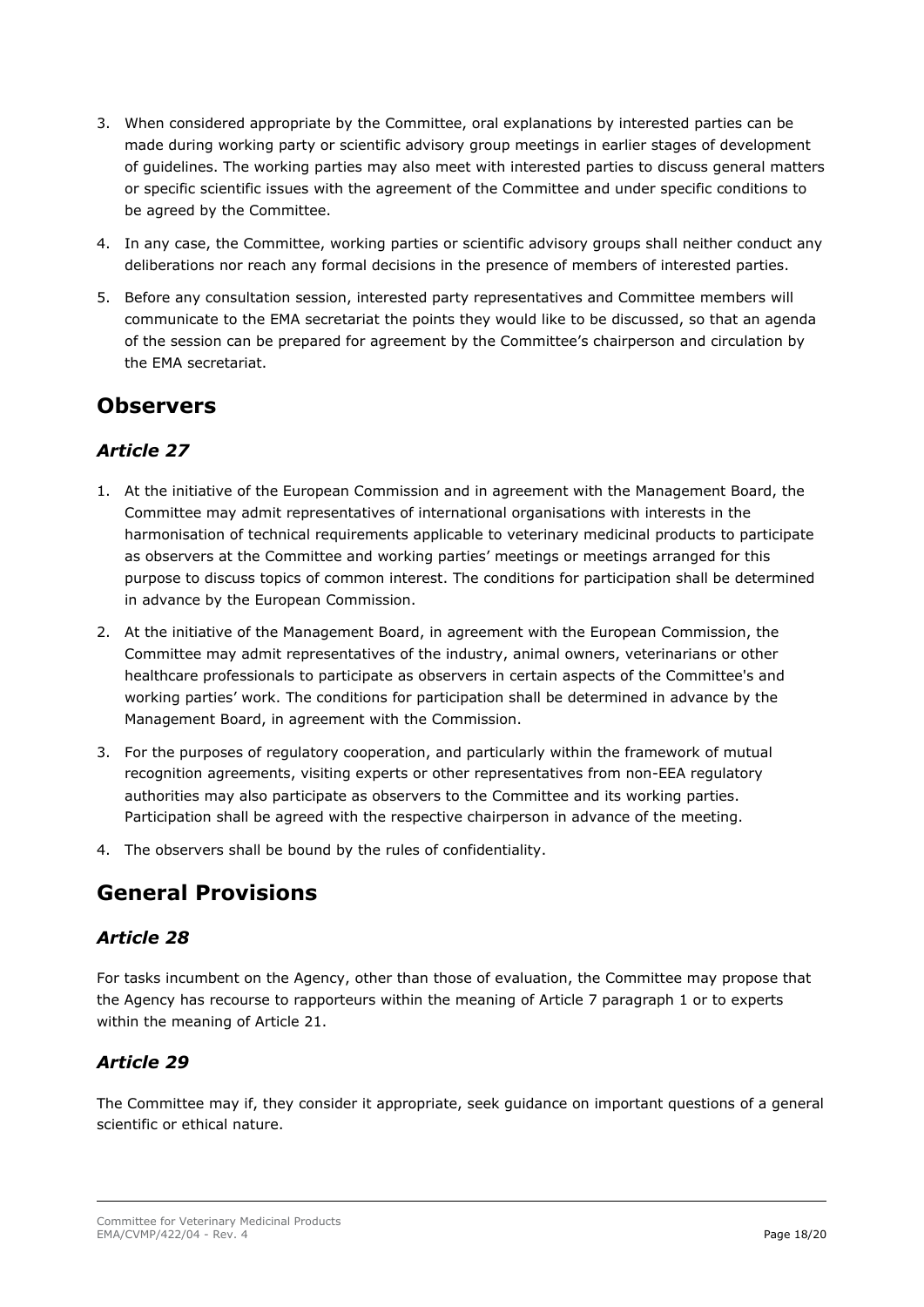3. When considered appropriate by the Committee, oral explanations by interested parties can be made during working party or scientific advisory group meetings in earlier stages of development of guidelines. The working parties may also meet with interested parties to discuss general matters or specific scientific issues with the agreement of the Committee and under specific conditions to be agreed by the Committee.
4. In any case, the Committee, working parties or scientific advisory groups shall neither conduct any deliberations nor reach any formal decisions in the presence of members of interested parties.
5. Before any consultation session, interested party representatives and Committee members will communicate to the EMA secretariat the points they would like to be discussed, so that an agenda of the session can be prepared for agreement by the Committee's chairperson and circulation by the EMA secretariat.

## Observers

### *Article 27*

1. At the initiative of the European Commission and in agreement with the Management Board, the Committee may admit representatives of international organisations with interests in the harmonisation of technical requirements applicable to veterinary medicinal products to participate as observers at the Committee and working parties' meetings or meetings arranged for this purpose to discuss topics of common interest. The conditions for participation shall be determined in advance by the European Commission.
2. At the initiative of the Management Board, in agreement with the European Commission, the Committee may admit representatives of the industry, animal owners, veterinarians or other healthcare professionals to participate as observers in certain aspects of the Committee's and working parties' work. The conditions for participation shall be determined in advance by the Management Board, in agreement with the Commission.
3. For the purposes of regulatory cooperation, and particularly within the framework of mutual recognition agreements, visiting experts or other representatives from non-EEA regulatory authorities may also participate as observers to the Committee and its working parties. Participation shall be agreed with the respective chairperson in advance of the meeting.
4. The observers shall be bound by the rules of confidentiality.

## General Provisions

### *Article 28*

For tasks incumbent on the Agency, other than those of evaluation, the Committee may propose that the Agency has recourse to rapporteurs within the meaning of Article 7 paragraph 1 or to experts within the meaning of Article 21.

### *Article 29*

The Committee may if, they consider it appropriate, seek guidance on important questions of a general scientific or ethical nature.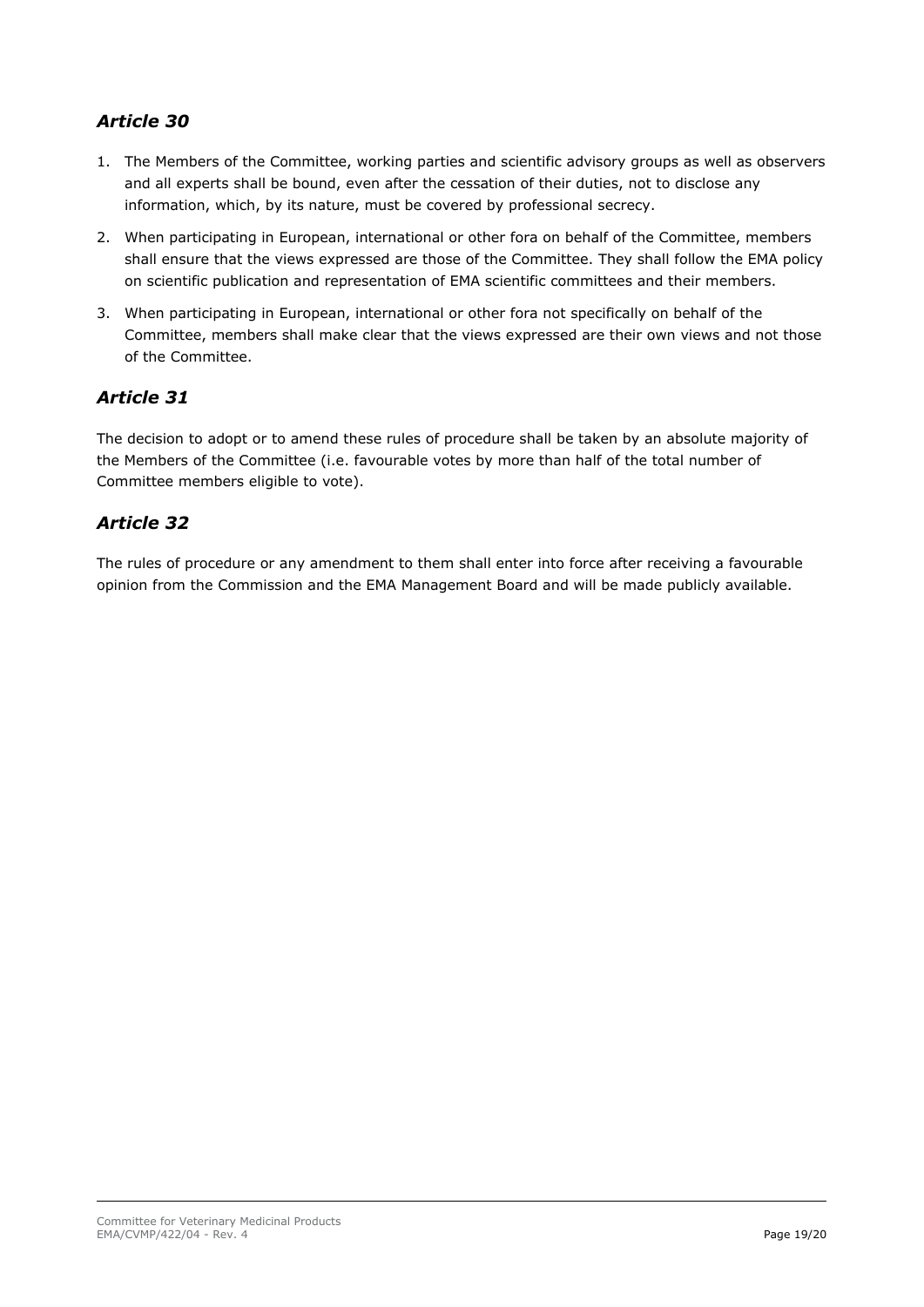### *Article 30*

1. The Members of the Committee, working parties and scientific advisory groups as well as observers and all experts shall be bound, even after the cessation of their duties, not to disclose any information, which, by its nature, must be covered by professional secrecy.
2. When participating in European, international or other fora on behalf of the Committee, members shall ensure that the views expressed are those of the Committee. They shall follow the EMA policy on scientific publication and representation of EMA scientific committees and their members.
3. When participating in European, international or other fora not specifically on behalf of the Committee, members shall make clear that the views expressed are their own views and not those of the Committee.

### *Article 31*

The decision to adopt or to amend these rules of procedure shall be taken by an absolute majority of the Members of the Committee (i.e. favourable votes by more than half of the total number of Committee members eligible to vote).

### *Article 32*

The rules of procedure or any amendment to them shall enter into force after receiving a favourable opinion from the Commission and the EMA Management Board and will be made publicly available.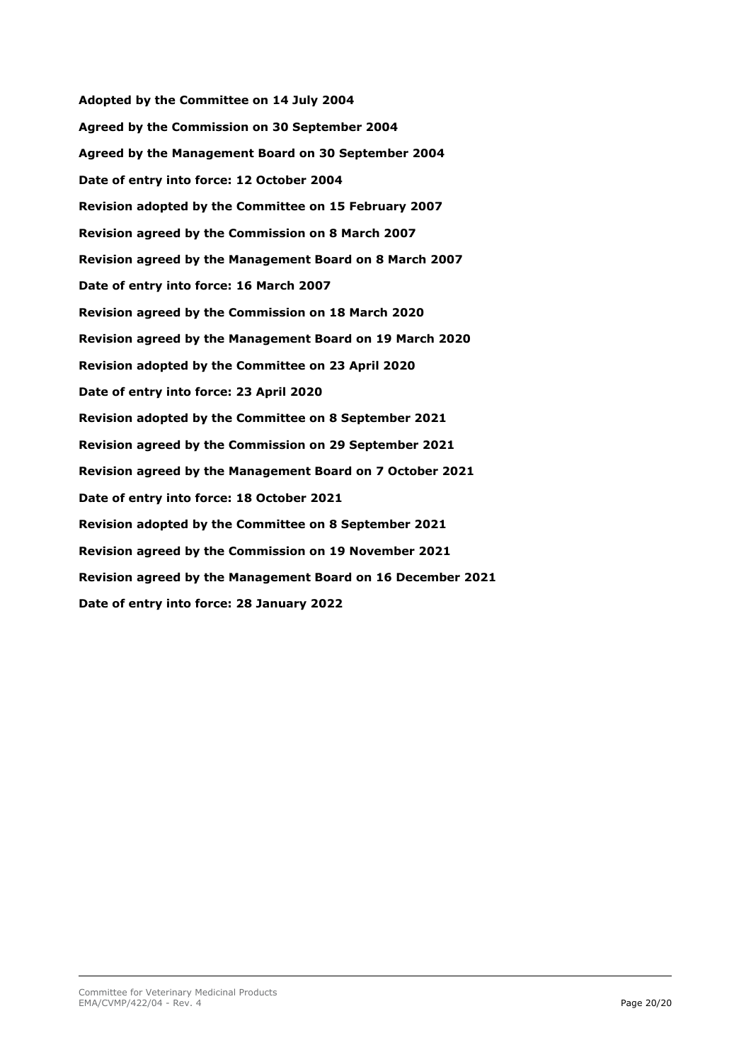**Adopted by the Committee on 14 July 2004**

**Agreed by the Commission on 30 September 2004**

**Agreed by the Management Board on 30 September 2004**

**Date of entry into force: 12 October 2004**

**Revision adopted by the Committee on 15 February 2007**

**Revision agreed by the Commission on 8 March 2007**

**Revision agreed by the Management Board on 8 March 2007**

**Date of entry into force: 16 March 2007**

**Revision agreed by the Commission on 18 March 2020**

**Revision agreed by the Management Board on 19 March 2020**

**Revision adopted by the Committee on 23 April 2020**

**Date of entry into force: 23 April 2020**

**Revision adopted by the Committee on 8 September 2021**

**Revision agreed by the Commission on 29 September 2021**

**Revision agreed by the Management Board on 7 October 2021**

**Date of entry into force: 18 October 2021**

**Revision adopted by the Committee on 8 September 2021**

**Revision agreed by the Commission on 19 November 2021**

**Revision agreed by the Management Board on 16 December 2021**

**Date of entry into force: 28 January 2022**